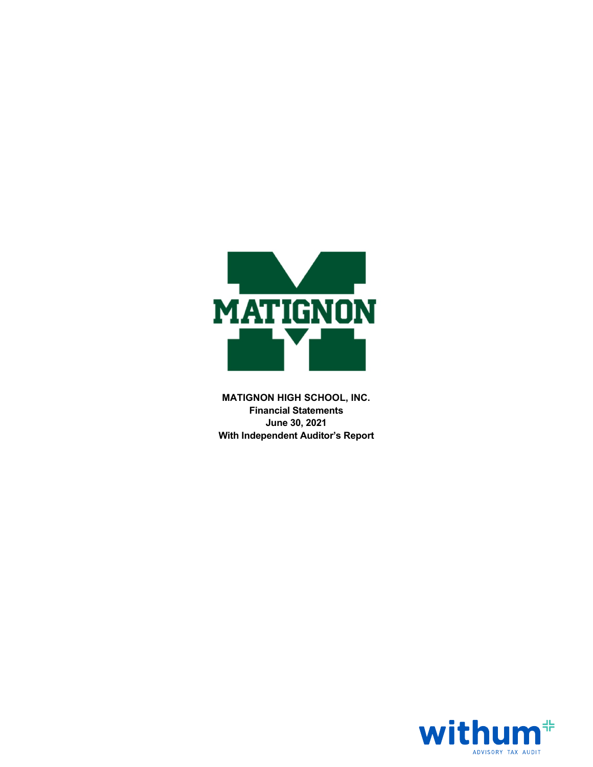**MATIGNON HIGH SCHOOL, INC.**
**Financial Statements**
**June 30, 2021**
**With Independent Auditor's Report**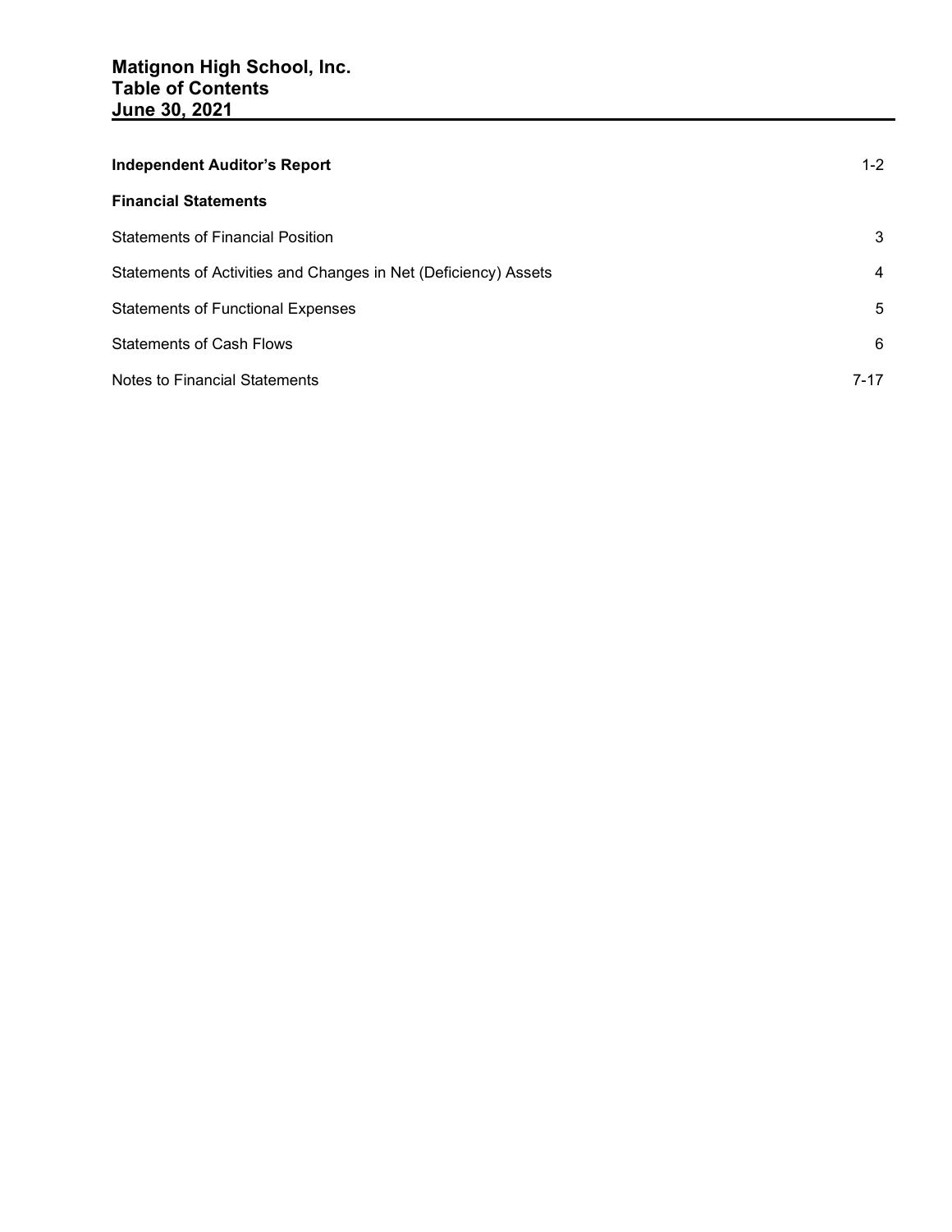# Matignon High School, Inc.
# Table of Contents
# June 30, 2021

| | |
|---|---|
| **Independent Auditor's Report** | 1-2 |
| **Financial Statements** | |
| Statements of Financial Position | 3 |
| Statements of Activities and Changes in Net (Deficiency) Assets | 4 |
| Statements of Functional Expenses | 5 |
| Statements of Cash Flows | 6 |
| Notes to Financial Statements | 7-17 |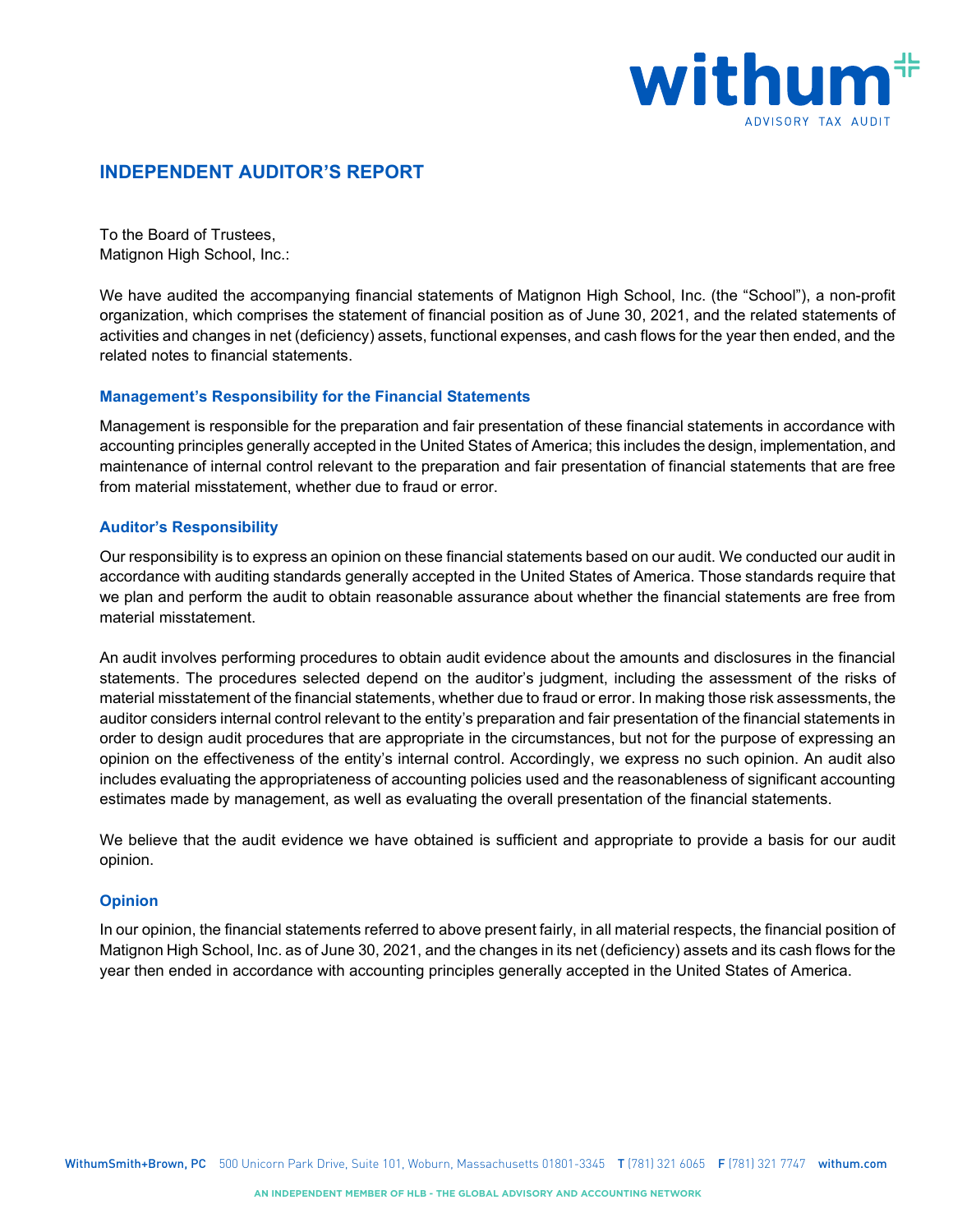# INDEPENDENT AUDITOR'S REPORT

To the Board of Trustees,
Matignon High School, Inc.:

We have audited the accompanying financial statements of Matignon High School, Inc. (the "School"), a non-profit organization, which comprises the statement of financial position as of June 30, 2021, and the related statements of activities and changes in net (deficiency) assets, functional expenses, and cash flows for the year then ended, and the related notes to financial statements.

## Management's Responsibility for the Financial Statements

Management is responsible for the preparation and fair presentation of these financial statements in accordance with accounting principles generally accepted in the United States of America; this includes the design, implementation, and maintenance of internal control relevant to the preparation and fair presentation of financial statements that are free from material misstatement, whether due to fraud or error.

## Auditor's Responsibility

Our responsibility is to express an opinion on these financial statements based on our audit. We conducted our audit in accordance with auditing standards generally accepted in the United States of America. Those standards require that we plan and perform the audit to obtain reasonable assurance about whether the financial statements are free from material misstatement.

An audit involves performing procedures to obtain audit evidence about the amounts and disclosures in the financial statements. The procedures selected depend on the auditor's judgment, including the assessment of the risks of material misstatement of the financial statements, whether due to fraud or error. In making those risk assessments, the auditor considers internal control relevant to the entity's preparation and fair presentation of the financial statements in order to design audit procedures that are appropriate in the circumstances, but not for the purpose of expressing an opinion on the effectiveness of the entity's internal control. Accordingly, we express no such opinion. An audit also includes evaluating the appropriateness of accounting policies used and the reasonableness of significant accounting estimates made by management, as well as evaluating the overall presentation of the financial statements.

We believe that the audit evidence we have obtained is sufficient and appropriate to provide a basis for our audit opinion.

## Opinion

In our opinion, the financial statements referred to above present fairly, in all material respects, the financial position of Matignon High School, Inc. as of June 30, 2021, and the changes in its net (deficiency) assets and its cash flows for the year then ended in accordance with accounting principles generally accepted in the United States of America.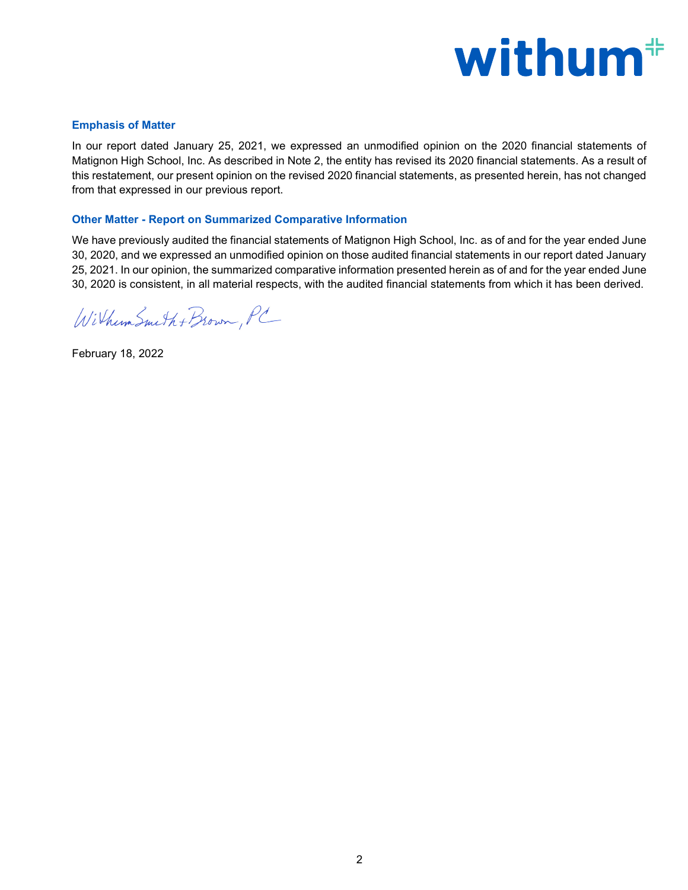### Emphasis of Matter

In our report dated January 25, 2021, we expressed an unmodified opinion on the 2020 financial statements of Matignon High School, Inc. As described in Note 2, the entity has revised its 2020 financial statements. As a result of this restatement, our present opinion on the revised 2020 financial statements, as presented herein, has not changed from that expressed in our previous report.

### Other Matter - Report on Summarized Comparative Information

We have previously audited the financial statements of Matignon High School, Inc. as of and for the year ended June 30, 2020, and we expressed an unmodified opinion on those audited financial statements in our report dated January 25, 2021. In our opinion, the summarized comparative information presented herein as of and for the year ended June 30, 2020 is consistent, in all material respects, with the audited financial statements from which it has been derived.

WithumSmith+Brown, PC

February 18, 2022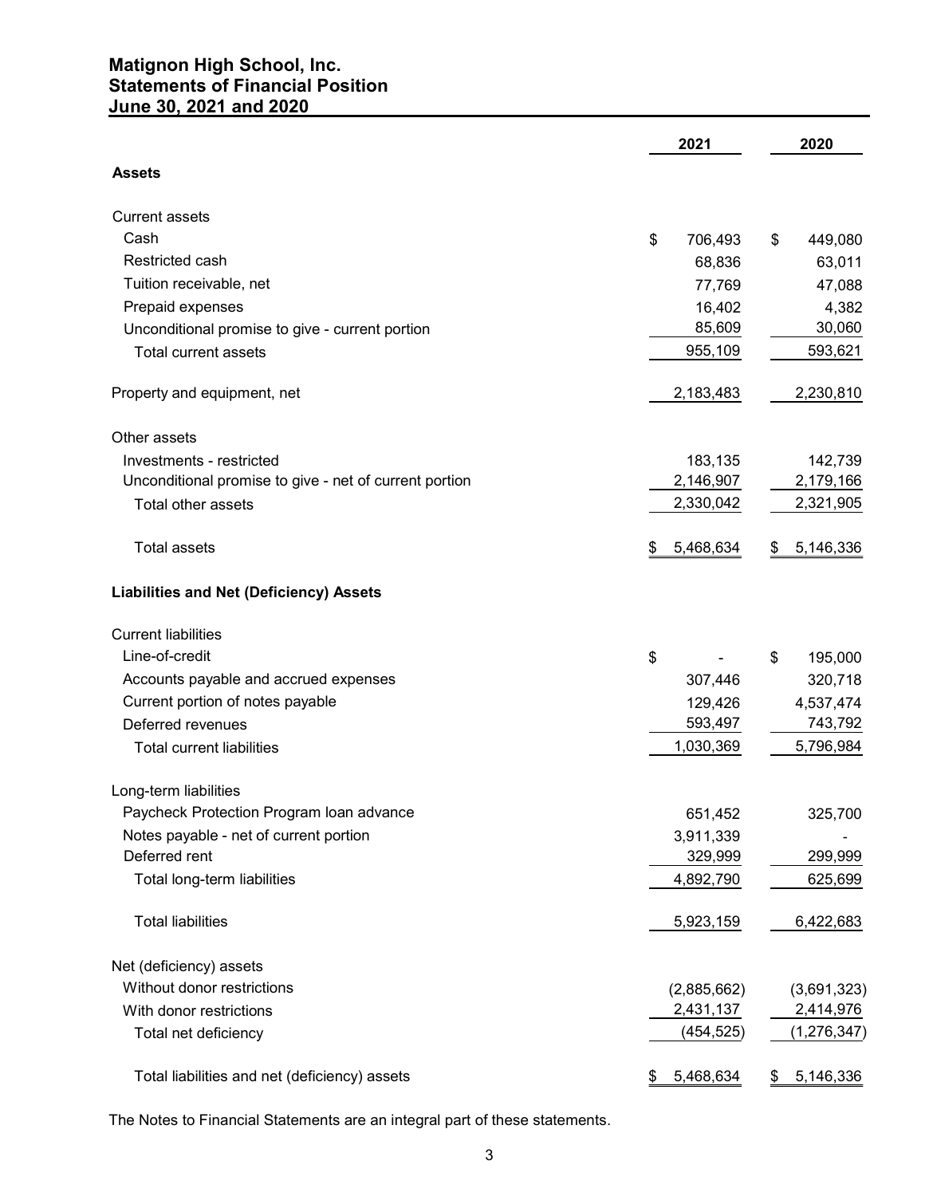# Matignon High School, Inc.
## Statements of Financial Position
## June 30, 2021 and 2020

| | 2021 | 2020 |
|---|---|---|
| **Assets** | | |
| Current assets | | |
| Cash | $ 706,493 | $ 449,080 |
| Restricted cash | 68,836 | 63,011 |
| Tuition receivable, net | 77,769 | 47,088 |
| Prepaid expenses | 16,402 | 4,382 |
| Unconditional promise to give - current portion | 85,609 | 30,060 |
| Total current assets | 955,109 | 593,621 |
| Property and equipment, net | 2,183,483 | 2,230,810 |
| Other assets | | |
| Investments - restricted | 183,135 | 142,739 |
| Unconditional promise to give - net of current portion | 2,146,907 | 2,179,166 |
| Total other assets | 2,330,042 | 2,321,905 |
| Total assets | $ 5,468,634 | $ 5,146,336 |
| **Liabilities and Net (Deficiency) Assets** | | |
| Current liabilities | | |
| Line-of-credit | $ - | $ 195,000 |
| Accounts payable and accrued expenses | 307,446 | 320,718 |
| Current portion of notes payable | 129,426 | 4,537,474 |
| Deferred revenues | 593,497 | 743,792 |
| Total current liabilities | 1,030,369 | 5,796,984 |
| Long-term liabilities | | |
| Paycheck Protection Program loan advance | 651,452 | 325,700 |
| Notes payable - net of current portion | 3,911,339 | - |
| Deferred rent | 329,999 | 299,999 |
| Total long-term liabilities | 4,892,790 | 625,699 |
| Total liabilities | 5,923,159 | 6,422,683 |
| Net (deficiency) assets | | |
| Without donor restrictions | (2,885,662) | (3,691,323) |
| With donor restrictions | 2,431,137 | 2,414,976 |
| Total net deficiency | (454,525) | (1,276,347) |
| Total liabilities and net (deficiency) assets | $ 5,468,634 | $ 5,146,336 |

The Notes to Financial Statements are an integral part of these statements.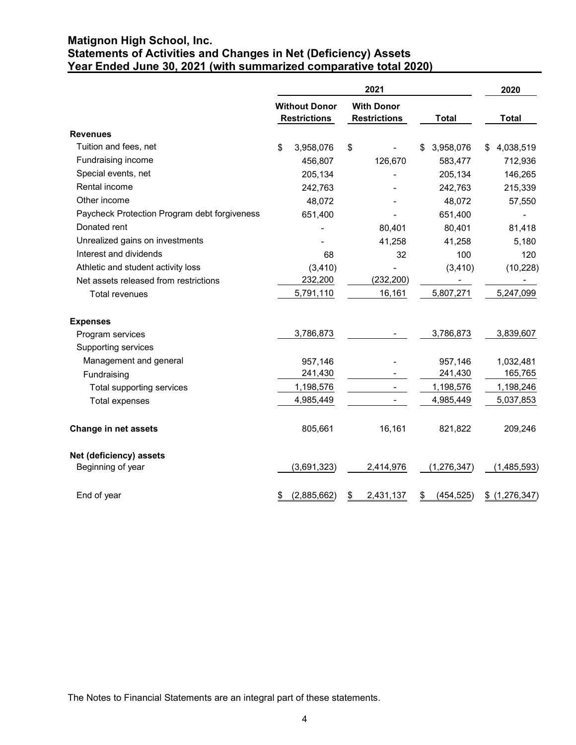# Matignon High School, Inc.
## Statements of Activities and Changes in Net (Deficiency) Assets
## Year Ended June 30, 2021 (with summarized comparative total 2020)

| | 2021 | | | 2020 |
|---|---|---|---|---|
| | **Without Donor Restrictions** | **With Donor Restrictions** | **Total** | **Total** |
| **Revenues** | | | | |
| Tuition and fees, net | $ 3,958,076 | $ - | $ 3,958,076 | $ 4,038,519 |
| Fundraising income | 456,807 | 126,670 | 583,477 | 712,936 |
| Special events, net | 205,134 | - | 205,134 | 146,265 |
| Rental income | 242,763 | - | 242,763 | 215,339 |
| Other income | 48,072 | - | 48,072 | 57,550 |
| Paycheck Protection Program debt forgiveness | 651,400 | - | 651,400 | - |
| Donated rent | - | 80,401 | 80,401 | 81,418 |
| Unrealized gains on investments | - | 41,258 | 41,258 | 5,180 |
| Interest and dividends | 68 | 32 | 100 | 120 |
| Athletic and student activity loss | (3,410) | - | (3,410) | (10,228) |
| Net assets released from restrictions | 232,200 | (232,200) | - | - |
| Total revenues | 5,791,110 | 16,161 | 5,807,271 | 5,247,099 |
| **Expenses** | | | | |
| Program services | 3,786,873 | - | 3,786,873 | 3,839,607 |
| Supporting services | | | | |
| Management and general | 957,146 | - | 957,146 | 1,032,481 |
| Fundraising | 241,430 | - | 241,430 | 165,765 |
| Total supporting services | 1,198,576 | - | 1,198,576 | 1,198,246 |
| Total expenses | 4,985,449 | - | 4,985,449 | 5,037,853 |
| **Change in net assets** | 805,661 | 16,161 | 821,822 | 209,246 |
| **Net (deficiency) assets** | | | | |
| Beginning of year | (3,691,323) | 2,414,976 | (1,276,347) | (1,485,593) |
| End of year | $ (2,885,662) | $ 2,431,137 | $ (454,525) | $ (1,276,347) |

The Notes to Financial Statements are an integral part of these statements.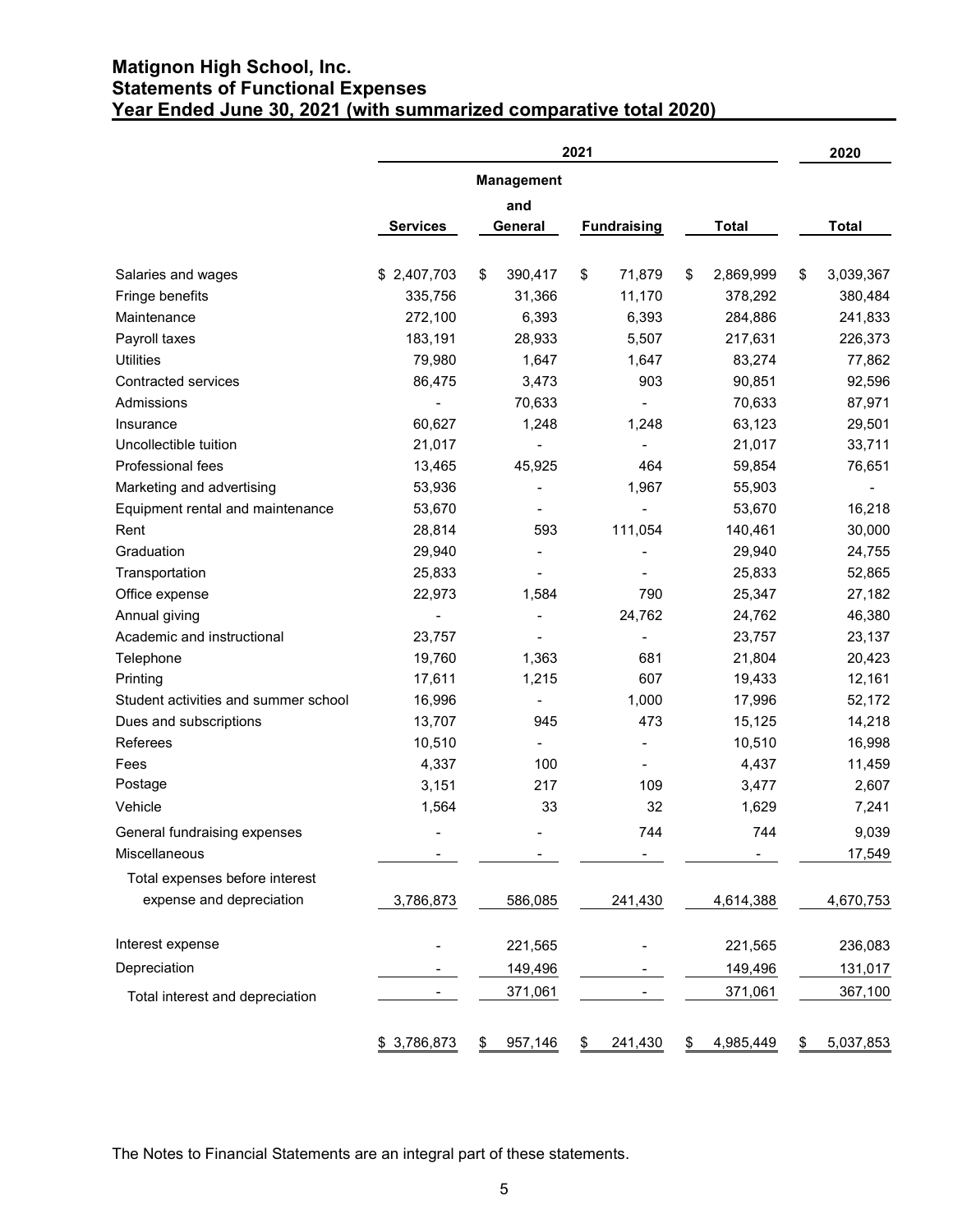# Matignon High School, Inc.
## Statements of Functional Expenses
### Year Ended June 30, 2021 (with summarized comparative total 2020)

| | 2021 | | | | 2020 |
|---|---|---|---|---|---|
| | Services | Management and General | Fundraising | Total | Total |
| Salaries and wages | $ 2,407,703 | $ 390,417 | $ 71,879 | $ 2,869,999 | $ 3,039,367 |
| Fringe benefits | 335,756 | 31,366 | 11,170 | 378,292 | 380,484 |
| Maintenance | 272,100 | 6,393 | 6,393 | 284,886 | 241,833 |
| Payroll taxes | 183,191 | 28,933 | 5,507 | 217,631 | 226,373 |
| Utilities | 79,980 | 1,647 | 1,647 | 83,274 | 77,862 |
| Contracted services | 86,475 | 3,473 | 903 | 90,851 | 92,596 |
| Admissions | - | 70,633 | - | 70,633 | 87,971 |
| Insurance | 60,627 | 1,248 | 1,248 | 63,123 | 29,501 |
| Uncollectible tuition | 21,017 | - | - | 21,017 | 33,711 |
| Professional fees | 13,465 | 45,925 | 464 | 59,854 | 76,651 |
| Marketing and advertising | 53,936 | - | 1,967 | 55,903 | - |
| Equipment rental and maintenance | 53,670 | - | - | 53,670 | 16,218 |
| Rent | 28,814 | 593 | 111,054 | 140,461 | 30,000 |
| Graduation | 29,940 | - | - | 29,940 | 24,755 |
| Transportation | 25,833 | - | - | 25,833 | 52,865 |
| Office expense | 22,973 | 1,584 | 790 | 25,347 | 27,182 |
| Annual giving | - | - | 24,762 | 24,762 | 46,380 |
| Academic and instructional | 23,757 | - | - | 23,757 | 23,137 |
| Telephone | 19,760 | 1,363 | 681 | 21,804 | 20,423 |
| Printing | 17,611 | 1,215 | 607 | 19,433 | 12,161 |
| Student activities and summer school | 16,996 | - | 1,000 | 17,996 | 52,172 |
| Dues and subscriptions | 13,707 | 945 | 473 | 15,125 | 14,218 |
| Referees | 10,510 | - | - | 10,510 | 16,998 |
| Fees | 4,337 | 100 | - | 4,437 | 11,459 |
| Postage | 3,151 | 217 | 109 | 3,477 | 2,607 |
| Vehicle | 1,564 | 33 | 32 | 1,629 | 7,241 |
| General fundraising expenses | - | - | 744 | 744 | 9,039 |
| Miscellaneous | - | - | - | - | 17,549 |
| Total expenses before interest expense and depreciation | 3,786,873 | 586,085 | 241,430 | 4,614,388 | 4,670,753 |
| Interest expense | - | 221,565 | - | 221,565 | 236,083 |
| Depreciation | - | 149,496 | - | 149,496 | 131,017 |
| Total interest and depreciation | - | 371,061 | - | 371,061 | 367,100 |
| | $ 3,786,873 | $ 957,146 | $ 241,430 | $ 4,985,449 | $ 5,037,853 |

The Notes to Financial Statements are an integral part of these statements.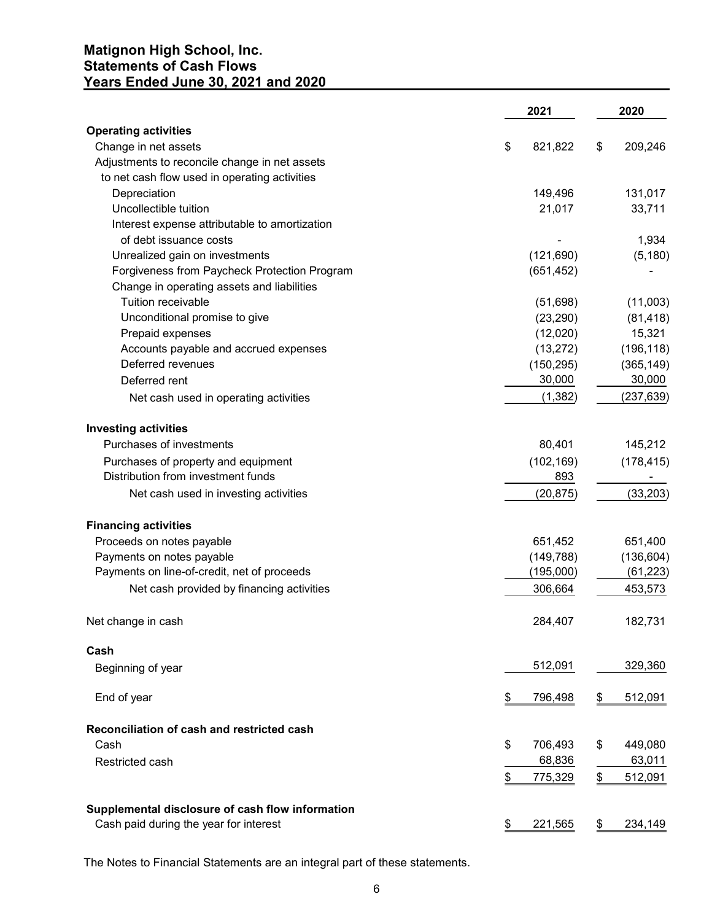# Matignon High School, Inc.
## Statements of Cash Flows
## Years Ended June 30, 2021 and 2020

| | 2021 | 2020 |
|---|---|---|
| **Operating activities** | | |
| Change in net assets | $ 821,822 | $ 209,246 |
| Adjustments to reconcile change in net assets to net cash flow used in operating activities | | |
| Depreciation | 149,496 | 131,017 |
| Uncollectible tuition | 21,017 | 33,711 |
| Interest expense attributable to amortization of debt issuance costs | - | 1,934 |
| Unrealized gain on investments | (121,690) | (5,180) |
| Forgiveness from Paycheck Protection Program | (651,452) | - |
| Change in operating assets and liabilities | | |
| Tuition receivable | (51,698) | (11,003) |
| Unconditional promise to give | (23,290) | (81,418) |
| Prepaid expenses | (12,020) | 15,321 |
| Accounts payable and accrued expenses | (13,272) | (196,118) |
| Deferred revenues | (150,295) | (365,149) |
| Deferred rent | 30,000 | 30,000 |
| Net cash used in operating activities | (1,382) | (237,639) |
| **Investing activities** | | |
| Purchases of investments | 80,401 | 145,212 |
| Purchases of property and equipment | (102,169) | (178,415) |
| Distribution from investment funds | 893 | - |
| Net cash used in investing activities | (20,875) | (33,203) |
| **Financing activities** | | |
| Proceeds on notes payable | 651,452 | 651,400 |
| Payments on notes payable | (149,788) | (136,604) |
| Payments on line-of-credit, net of proceeds | (195,000) | (61,223) |
| Net cash provided by financing activities | 306,664 | 453,573 |
| Net change in cash | 284,407 | 182,731 |
| **Cash** | | |
| Beginning of year | 512,091 | 329,360 |
| End of year | $ 796,498 | $ 512,091 |
| **Reconciliation of cash and restricted cash** | | |
| Cash | $ 706,493 | $ 449,080 |
| Restricted cash | 68,836 | 63,011 |
| | $ 775,329 | $ 512,091 |
| **Supplemental disclosure of cash flow information** | | |
| Cash paid during the year for interest | $ 221,565 | $ 234,149 |

The Notes to Financial Statements are an integral part of these statements.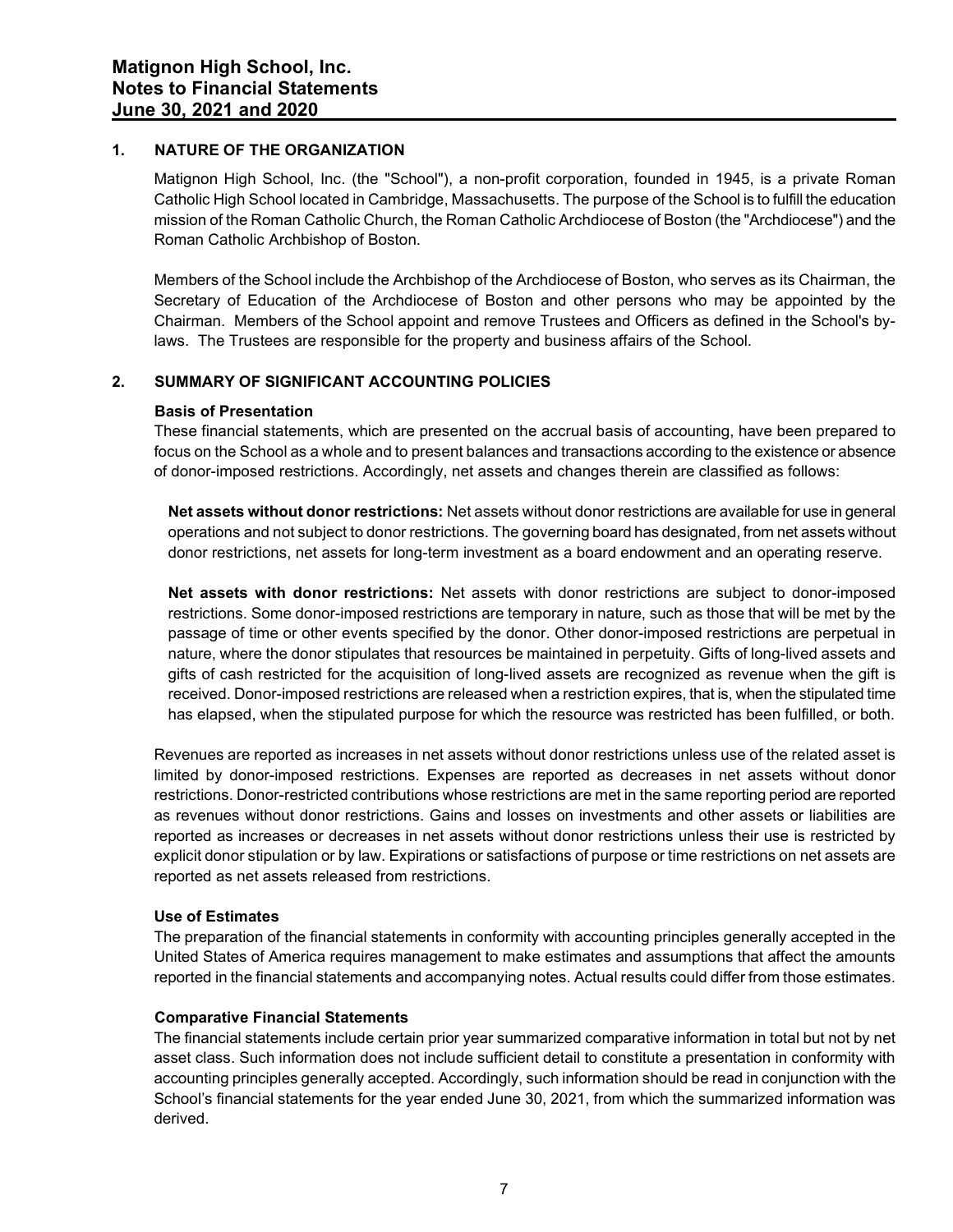# Matignon High School, Inc.
# Notes to Financial Statements
# June 30, 2021 and 2020

## 1. NATURE OF THE ORGANIZATION

Matignon High School, Inc. (the "School"), a non-profit corporation, founded in 1945, is a private Roman Catholic High School located in Cambridge, Massachusetts. The purpose of the School is to fulfill the education mission of the Roman Catholic Church, the Roman Catholic Archdiocese of Boston (the "Archdiocese") and the Roman Catholic Archbishop of Boston.

Members of the School include the Archbishop of the Archdiocese of Boston, who serves as its Chairman, the Secretary of Education of the Archdiocese of Boston and other persons who may be appointed by the Chairman. Members of the School appoint and remove Trustees and Officers as defined in the School's by-laws. The Trustees are responsible for the property and business affairs of the School.

## 2. SUMMARY OF SIGNIFICANT ACCOUNTING POLICIES

### Basis of Presentation

These financial statements, which are presented on the accrual basis of accounting, have been prepared to focus on the School as a whole and to present balances and transactions according to the existence or absence of donor-imposed restrictions. Accordingly, net assets and changes therein are classified as follows:

**Net assets without donor restrictions:** Net assets without donor restrictions are available for use in general operations and not subject to donor restrictions. The governing board has designated, from net assets without donor restrictions, net assets for long-term investment as a board endowment and an operating reserve.

**Net assets with donor restrictions:** Net assets with donor restrictions are subject to donor-imposed restrictions. Some donor-imposed restrictions are temporary in nature, such as those that will be met by the passage of time or other events specified by the donor. Other donor-imposed restrictions are perpetual in nature, where the donor stipulates that resources be maintained in perpetuity. Gifts of long-lived assets and gifts of cash restricted for the acquisition of long-lived assets are recognized as revenue when the gift is received. Donor-imposed restrictions are released when a restriction expires, that is, when the stipulated time has elapsed, when the stipulated purpose for which the resource was restricted has been fulfilled, or both.

Revenues are reported as increases in net assets without donor restrictions unless use of the related asset is limited by donor-imposed restrictions. Expenses are reported as decreases in net assets without donor restrictions. Donor-restricted contributions whose restrictions are met in the same reporting period are reported as revenues without donor restrictions. Gains and losses on investments and other assets or liabilities are reported as increases or decreases in net assets without donor restrictions unless their use is restricted by explicit donor stipulation or by law. Expirations or satisfactions of purpose or time restrictions on net assets are reported as net assets released from restrictions.

### Use of Estimates

The preparation of the financial statements in conformity with accounting principles generally accepted in the United States of America requires management to make estimates and assumptions that affect the amounts reported in the financial statements and accompanying notes. Actual results could differ from those estimates.

### Comparative Financial Statements

The financial statements include certain prior year summarized comparative information in total but not by net asset class. Such information does not include sufficient detail to constitute a presentation in conformity with accounting principles generally accepted. Accordingly, such information should be read in conjunction with the School's financial statements for the year ended June 30, 2021, from which the summarized information was derived.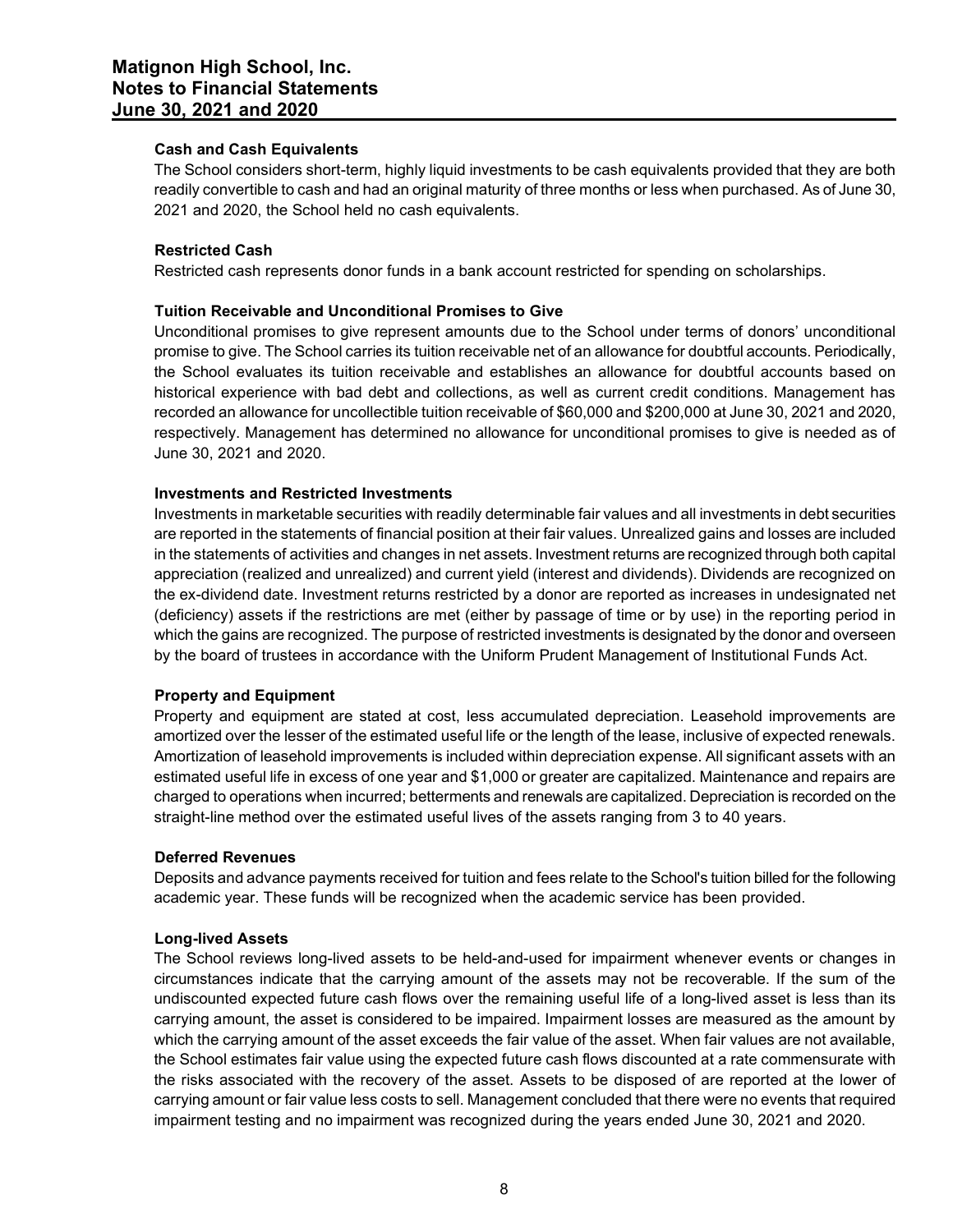#### Cash and Cash Equivalents

The School considers short-term, highly liquid investments to be cash equivalents provided that they are both readily convertible to cash and had an original maturity of three months or less when purchased. As of June 30, 2021 and 2020, the School held no cash equivalents.

#### Restricted Cash

Restricted cash represents donor funds in a bank account restricted for spending on scholarships.

#### Tuition Receivable and Unconditional Promises to Give

Unconditional promises to give represent amounts due to the School under terms of donors' unconditional promise to give. The School carries its tuition receivable net of an allowance for doubtful accounts. Periodically, the School evaluates its tuition receivable and establishes an allowance for doubtful accounts based on historical experience with bad debt and collections, as well as current credit conditions. Management has recorded an allowance for uncollectible tuition receivable of $60,000 and $200,000 at June 30, 2021 and 2020, respectively. Management has determined no allowance for unconditional promises to give is needed as of June 30, 2021 and 2020.

#### Investments and Restricted Investments

Investments in marketable securities with readily determinable fair values and all investments in debt securities are reported in the statements of financial position at their fair values. Unrealized gains and losses are included in the statements of activities and changes in net assets. Investment returns are recognized through both capital appreciation (realized and unrealized) and current yield (interest and dividends). Dividends are recognized on the ex-dividend date. Investment returns restricted by a donor are reported as increases in undesignated net (deficiency) assets if the restrictions are met (either by passage of time or by use) in the reporting period in which the gains are recognized. The purpose of restricted investments is designated by the donor and overseen by the board of trustees in accordance with the Uniform Prudent Management of Institutional Funds Act.

#### Property and Equipment

Property and equipment are stated at cost, less accumulated depreciation. Leasehold improvements are amortized over the lesser of the estimated useful life or the length of the lease, inclusive of expected renewals. Amortization of leasehold improvements is included within depreciation expense. All significant assets with an estimated useful life in excess of one year and $1,000 or greater are capitalized. Maintenance and repairs are charged to operations when incurred; betterments and renewals are capitalized. Depreciation is recorded on the straight-line method over the estimated useful lives of the assets ranging from 3 to 40 years.

#### Deferred Revenues

Deposits and advance payments received for tuition and fees relate to the School's tuition billed for the following academic year. These funds will be recognized when the academic service has been provided.

#### Long-lived Assets

The School reviews long-lived assets to be held-and-used for impairment whenever events or changes in circumstances indicate that the carrying amount of the assets may not be recoverable. If the sum of the undiscounted expected future cash flows over the remaining useful life of a long-lived asset is less than its carrying amount, the asset is considered to be impaired. Impairment losses are measured as the amount by which the carrying amount of the asset exceeds the fair value of the asset. When fair values are not available, the School estimates fair value using the expected future cash flows discounted at a rate commensurate with the risks associated with the recovery of the asset. Assets to be disposed of are reported at the lower of carrying amount or fair value less costs to sell. Management concluded that there were no events that required impairment testing and no impairment was recognized during the years ended June 30, 2021 and 2020.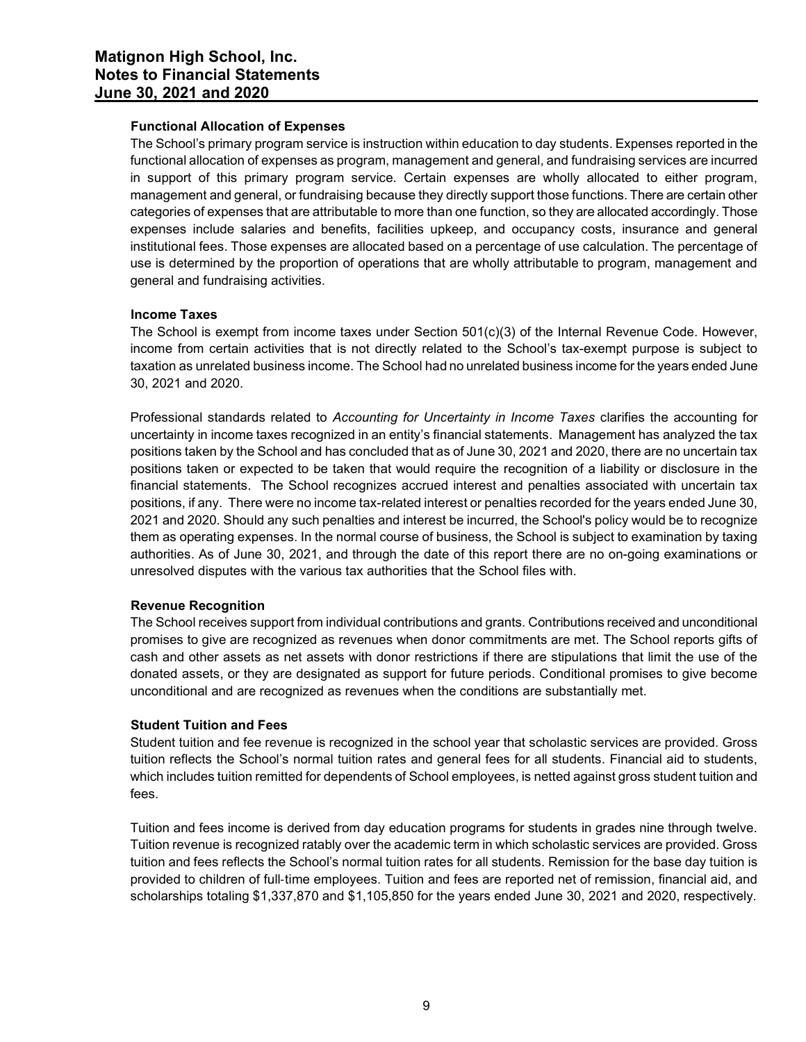#### Functional Allocation of Expenses

The School's primary program service is instruction within education to day students. Expenses reported in the functional allocation of expenses as program, management and general, and fundraising services are incurred in support of this primary program service. Certain expenses are wholly allocated to either program, management and general, or fundraising because they directly support those functions. There are certain other categories of expenses that are attributable to more than one function, so they are allocated accordingly. Those expenses include salaries and benefits, facilities upkeep, and occupancy costs, insurance and general institutional fees. Those expenses are allocated based on a percentage of use calculation. The percentage of use is determined by the proportion of operations that are wholly attributable to program, management and general and fundraising activities.

#### Income Taxes

The School is exempt from income taxes under Section 501(c)(3) of the Internal Revenue Code. However, income from certain activities that is not directly related to the School's tax-exempt purpose is subject to taxation as unrelated business income. The School had no unrelated business income for the years ended June 30, 2021 and 2020.

Professional standards related to *Accounting for Uncertainty in Income Taxes* clarifies the accounting for uncertainty in income taxes recognized in an entity's financial statements. Management has analyzed the tax positions taken by the School and has concluded that as of June 30, 2021 and 2020, there are no uncertain tax positions taken or expected to be taken that would require the recognition of a liability or disclosure in the financial statements. The School recognizes accrued interest and penalties associated with uncertain tax positions, if any. There were no income tax-related interest or penalties recorded for the years ended June 30, 2021 and 2020. Should any such penalties and interest be incurred, the School's policy would be to recognize them as operating expenses. In the normal course of business, the School is subject to examination by taxing authorities. As of June 30, 2021, and through the date of this report there are no on-going examinations or unresolved disputes with the various tax authorities that the School files with.

#### Revenue Recognition

The School receives support from individual contributions and grants. Contributions received and unconditional promises to give are recognized as revenues when donor commitments are met. The School reports gifts of cash and other assets as net assets with donor restrictions if there are stipulations that limit the use of the donated assets, or they are designated as support for future periods. Conditional promises to give become unconditional and are recognized as revenues when the conditions are substantially met.

#### Student Tuition and Fees

Student tuition and fee revenue is recognized in the school year that scholastic services are provided. Gross tuition reflects the School's normal tuition rates and general fees for all students. Financial aid to students, which includes tuition remitted for dependents of School employees, is netted against gross student tuition and fees.

Tuition and fees income is derived from day education programs for students in grades nine through twelve. Tuition revenue is recognized ratably over the academic term in which scholastic services are provided. Gross tuition and fees reflects the School's normal tuition rates for all students. Remission for the base day tuition is provided to children of full-time employees. Tuition and fees are reported net of remission, financial aid, and scholarships totaling $1,337,870 and $1,105,850 for the years ended June 30, 2021 and 2020, respectively.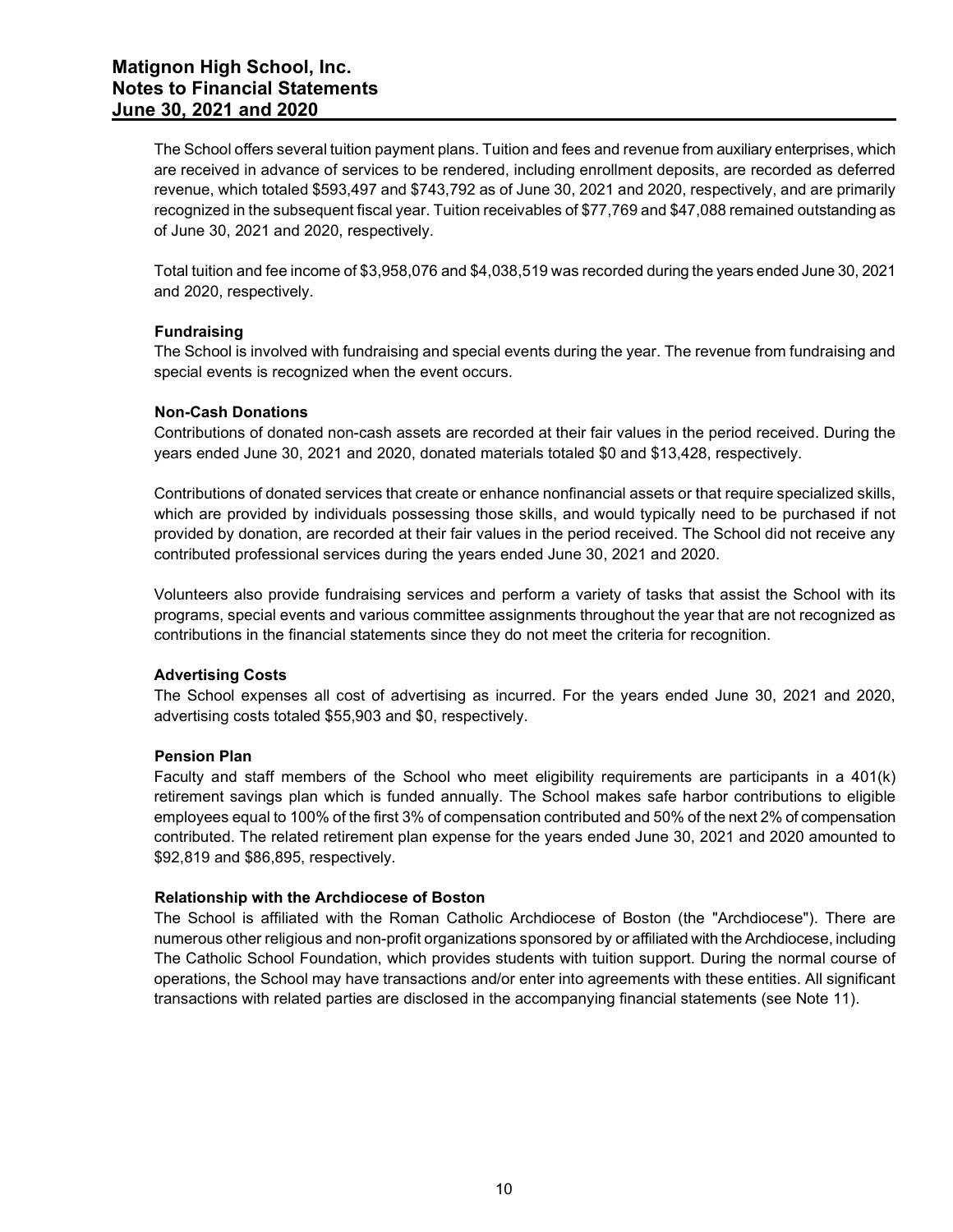The School offers several tuition payment plans. Tuition and fees and revenue from auxiliary enterprises, which are received in advance of services to be rendered, including enrollment deposits, are recorded as deferred revenue, which totaled $593,497 and $743,792 as of June 30, 2021 and 2020, respectively, and are primarily recognized in the subsequent fiscal year. Tuition receivables of $77,769 and $47,088 remained outstanding as of June 30, 2021 and 2020, respectively.

Total tuition and fee income of $3,958,076 and $4,038,519 was recorded during the years ended June 30, 2021 and 2020, respectively.

**Fundraising**

The School is involved with fundraising and special events during the year. The revenue from fundraising and special events is recognized when the event occurs.

**Non-Cash Donations**

Contributions of donated non-cash assets are recorded at their fair values in the period received. During the years ended June 30, 2021 and 2020, donated materials totaled $0 and $13,428, respectively.

Contributions of donated services that create or enhance nonfinancial assets or that require specialized skills, which are provided by individuals possessing those skills, and would typically need to be purchased if not provided by donation, are recorded at their fair values in the period received. The School did not receive any contributed professional services during the years ended June 30, 2021 and 2020.

Volunteers also provide fundraising services and perform a variety of tasks that assist the School with its programs, special events and various committee assignments throughout the year that are not recognized as contributions in the financial statements since they do not meet the criteria for recognition.

**Advertising Costs**

The School expenses all cost of advertising as incurred. For the years ended June 30, 2021 and 2020, advertising costs totaled $55,903 and $0, respectively.

**Pension Plan**

Faculty and staff members of the School who meet eligibility requirements are participants in a 401(k) retirement savings plan which is funded annually. The School makes safe harbor contributions to eligible employees equal to 100% of the first 3% of compensation contributed and 50% of the next 2% of compensation contributed. The related retirement plan expense for the years ended June 30, 2021 and 2020 amounted to $92,819 and $86,895, respectively.

**Relationship with the Archdiocese of Boston**

The School is affiliated with the Roman Catholic Archdiocese of Boston (the "Archdiocese"). There are numerous other religious and non-profit organizations sponsored by or affiliated with the Archdiocese, including The Catholic School Foundation, which provides students with tuition support. During the normal course of operations, the School may have transactions and/or enter into agreements with these entities. All significant transactions with related parties are disclosed in the accompanying financial statements (see Note 11).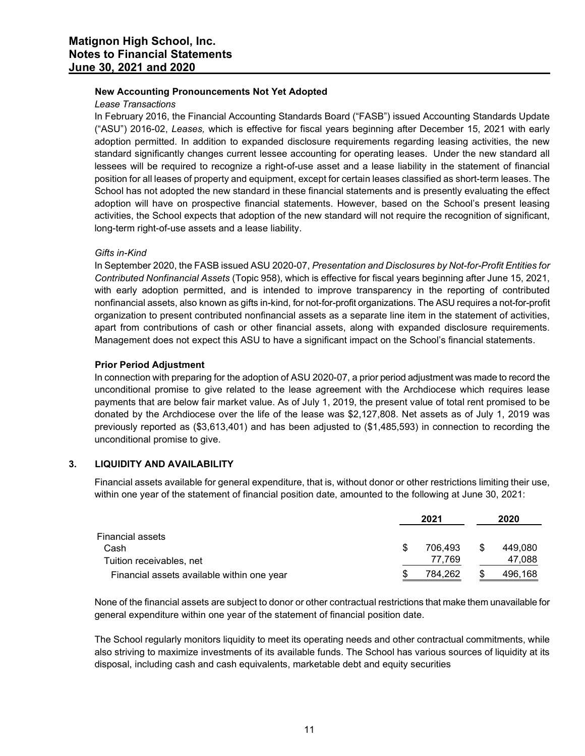### New Accounting Pronouncements Not Yet Adopted

*Lease Transactions*

In February 2016, the Financial Accounting Standards Board ("FASB") issued Accounting Standards Update ("ASU") 2016-02, *Leases,* which is effective for fiscal years beginning after December 15, 2021 with early adoption permitted. In addition to expanded disclosure requirements regarding leasing activities, the new standard significantly changes current lessee accounting for operating leases. Under the new standard all lessees will be required to recognize a right-of-use asset and a lease liability in the statement of financial position for all leases of property and equipment, except for certain leases classified as short-term leases. The School has not adopted the new standard in these financial statements and is presently evaluating the effect adoption will have on prospective financial statements. However, based on the School's present leasing activities, the School expects that adoption of the new standard will not require the recognition of significant, long-term right-of-use assets and a lease liability.

*Gifts in-Kind*

In September 2020, the FASB issued ASU 2020-07, *Presentation and Disclosures by Not-for-Profit Entities for Contributed Nonfinancial Assets* (Topic 958), which is effective for fiscal years beginning after June 15, 2021, with early adoption permitted, and is intended to improve transparency in the reporting of contributed nonfinancial assets, also known as gifts in-kind, for not-for-profit organizations. The ASU requires a not-for-profit organization to present contributed nonfinancial assets as a separate line item in the statement of activities, apart from contributions of cash or other financial assets, along with expanded disclosure requirements. Management does not expect this ASU to have a significant impact on the School's financial statements.

### Prior Period Adjustment

In connection with preparing for the adoption of ASU 2020-07, a prior period adjustment was made to record the unconditional promise to give related to the lease agreement with the Archdiocese which requires lease payments that are below fair market value. As of July 1, 2019, the present value of total rent promised to be donated by the Archdiocese over the life of the lease was $2,127,808. Net assets as of July 1, 2019 was previously reported as ($3,613,401) and has been adjusted to ($1,485,593) in connection to recording the unconditional promise to give.

## 3. LIQUIDITY AND AVAILABILITY

Financial assets available for general expenditure, that is, without donor or other restrictions limiting their use, within one year of the statement of financial position date, amounted to the following at June 30, 2021:

| | 2021 | 2020 |
|---|---|---|
| Financial assets | | |
| Cash | $ 706,493 | $ 449,080 |
| Tuition receivables, net | 77,769 | 47,088 |
| Financial assets available within one year | $ 784,262 | $ 496,168 |

None of the financial assets are subject to donor or other contractual restrictions that make them unavailable for general expenditure within one year of the statement of financial position date.

The School regularly monitors liquidity to meet its operating needs and other contractual commitments, while also striving to maximize investments of its available funds. The School has various sources of liquidity at its disposal, including cash and cash equivalents, marketable debt and equity securities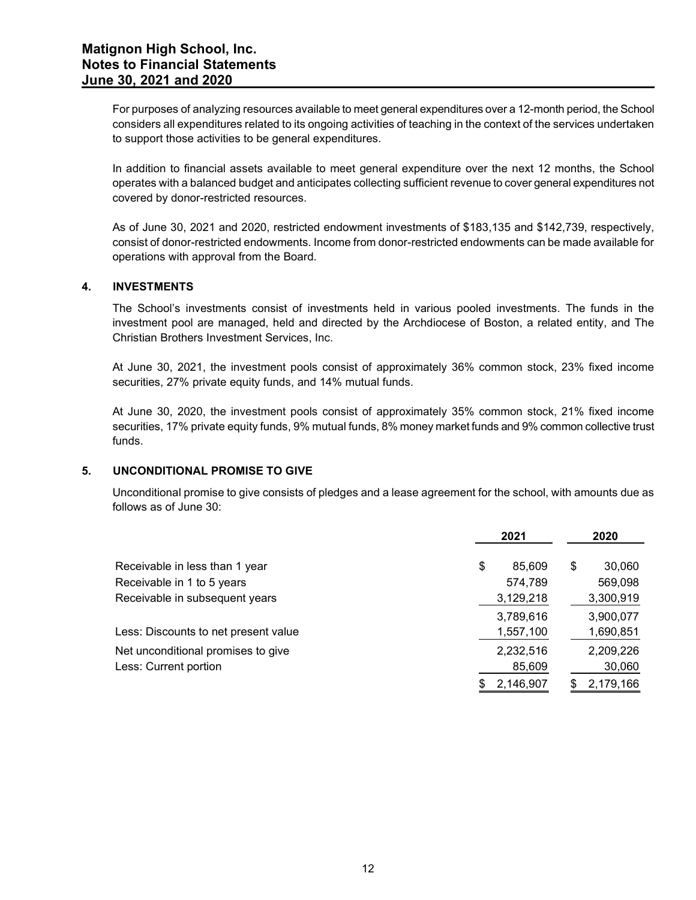For purposes of analyzing resources available to meet general expenditures over a 12-month period, the School considers all expenditures related to its ongoing activities of teaching in the context of the services undertaken to support those activities to be general expenditures.

In addition to financial assets available to meet general expenditure over the next 12 months, the School operates with a balanced budget and anticipates collecting sufficient revenue to cover general expenditures not covered by donor-restricted resources.

As of June 30, 2021 and 2020, restricted endowment investments of $183,135 and $142,739, respectively, consist of donor-restricted endowments. Income from donor-restricted endowments can be made available for operations with approval from the Board.

## 4. INVESTMENTS

The School's investments consist of investments held in various pooled investments. The funds in the investment pool are managed, held and directed by the Archdiocese of Boston, a related entity, and The Christian Brothers Investment Services, Inc.

At June 30, 2021, the investment pools consist of approximately 36% common stock, 23% fixed income securities, 27% private equity funds, and 14% mutual funds.

At June 30, 2020, the investment pools consist of approximately 35% common stock, 21% fixed income securities, 17% private equity funds, 9% mutual funds, 8% money market funds and 9% common collective trust funds.

## 5. UNCONDITIONAL PROMISE TO GIVE

Unconditional promise to give consists of pledges and a lease agreement for the school, with amounts due as follows as of June 30:

| | 2021 | 2020 |
|---|---|---|
| Receivable in less than 1 year | $ 85,609 | $ 30,060 |
| Receivable in 1 to 5 years | 574,789 | 569,098 |
| Receivable in subsequent years | 3,129,218 | 3,300,919 |
| | 3,789,616 | 3,900,077 |
| Less: Discounts to net present value | 1,557,100 | 1,690,851 |
| Net unconditional promises to give | 2,232,516 | 2,209,226 |
| Less: Current portion | 85,609 | 30,060 |
| | $ 2,146,907 | $ 2,179,166 |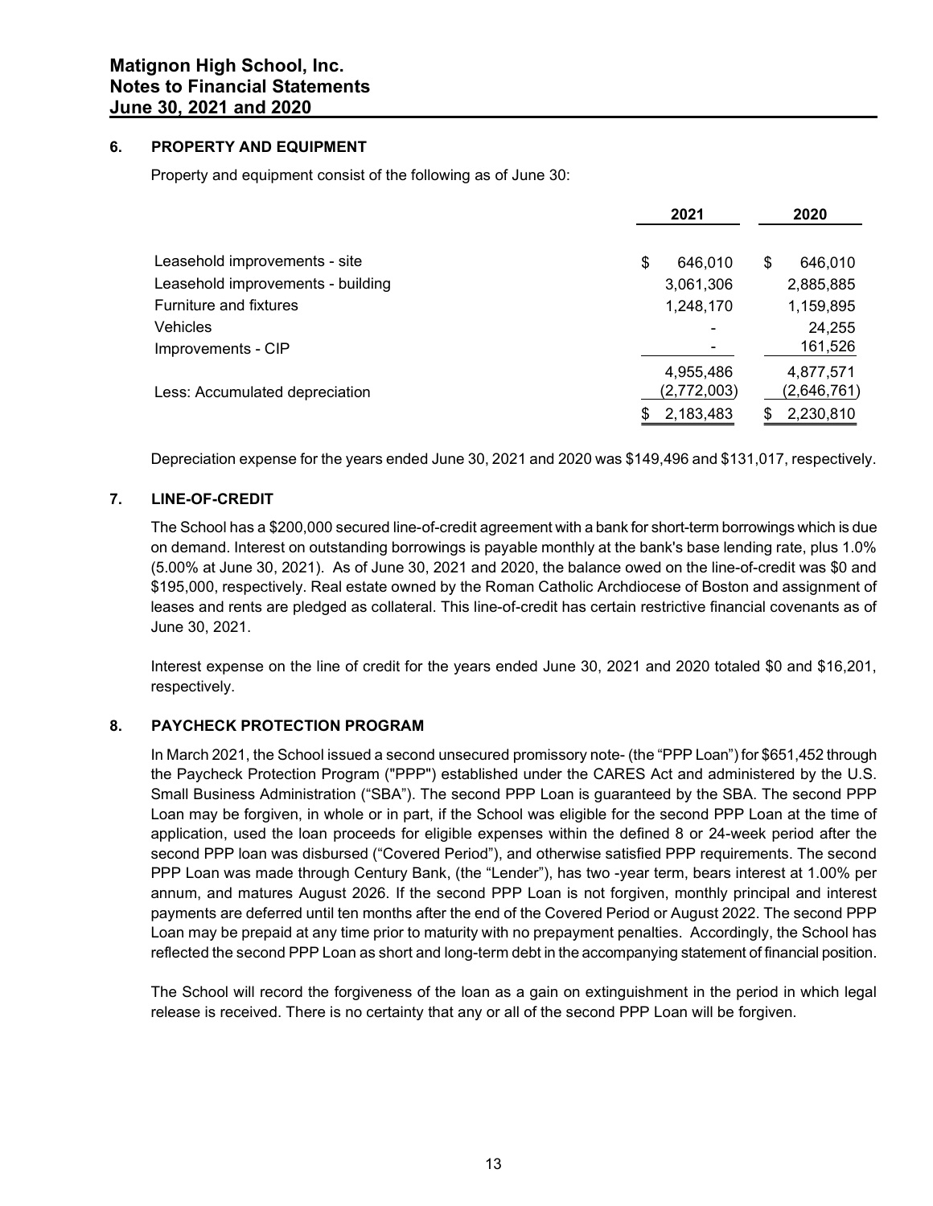## 6. PROPERTY AND EQUIPMENT

Property and equipment consist of the following as of June 30:

| | 2021 | 2020 |
|---|---|---|
| Leasehold improvements - site | $ 646,010 | $ 646,010 |
| Leasehold improvements - building | 3,061,306 | 2,885,885 |
| Furniture and fixtures | 1,248,170 | 1,159,895 |
| Vehicles | - | 24,255 |
| Improvements - CIP | - | 161,526 |
| | 4,955,486 | 4,877,571 |
| Less: Accumulated depreciation | (2,772,003) | (2,646,761) |
| | $ 2,183,483 | $ 2,230,810 |

Depreciation expense for the years ended June 30, 2021 and 2020 was $149,496 and $131,017, respectively.

## 7. LINE-OF-CREDIT

The School has a $200,000 secured line-of-credit agreement with a bank for short-term borrowings which is due on demand. Interest on outstanding borrowings is payable monthly at the bank's base lending rate, plus 1.0% (5.00% at June 30, 2021). As of June 30, 2021 and 2020, the balance owed on the line-of-credit was $0 and $195,000, respectively. Real estate owned by the Roman Catholic Archdiocese of Boston and assignment of leases and rents are pledged as collateral. This line-of-credit has certain restrictive financial covenants as of June 30, 2021.

Interest expense on the line of credit for the years ended June 30, 2021 and 2020 totaled $0 and $16,201, respectively.

## 8. PAYCHECK PROTECTION PROGRAM

In March 2021, the School issued a second unsecured promissory note- (the "PPP Loan") for $651,452 through the Paycheck Protection Program ("PPP") established under the CARES Act and administered by the U.S. Small Business Administration ("SBA"). The second PPP Loan is guaranteed by the SBA. The second PPP Loan may be forgiven, in whole or in part, if the School was eligible for the second PPP Loan at the time of application, used the loan proceeds for eligible expenses within the defined 8 or 24-week period after the second PPP loan was disbursed ("Covered Period"), and otherwise satisfied PPP requirements. The second PPP Loan was made through Century Bank, (the "Lender"), has two -year term, bears interest at 1.00% per annum, and matures August 2026. If the second PPP Loan is not forgiven, monthly principal and interest payments are deferred until ten months after the end of the Covered Period or August 2022. The second PPP Loan may be prepaid at any time prior to maturity with no prepayment penalties. Accordingly, the School has reflected the second PPP Loan as short and long-term debt in the accompanying statement of financial position.

The School will record the forgiveness of the loan as a gain on extinguishment in the period in which legal release is received. There is no certainty that any or all of the second PPP Loan will be forgiven.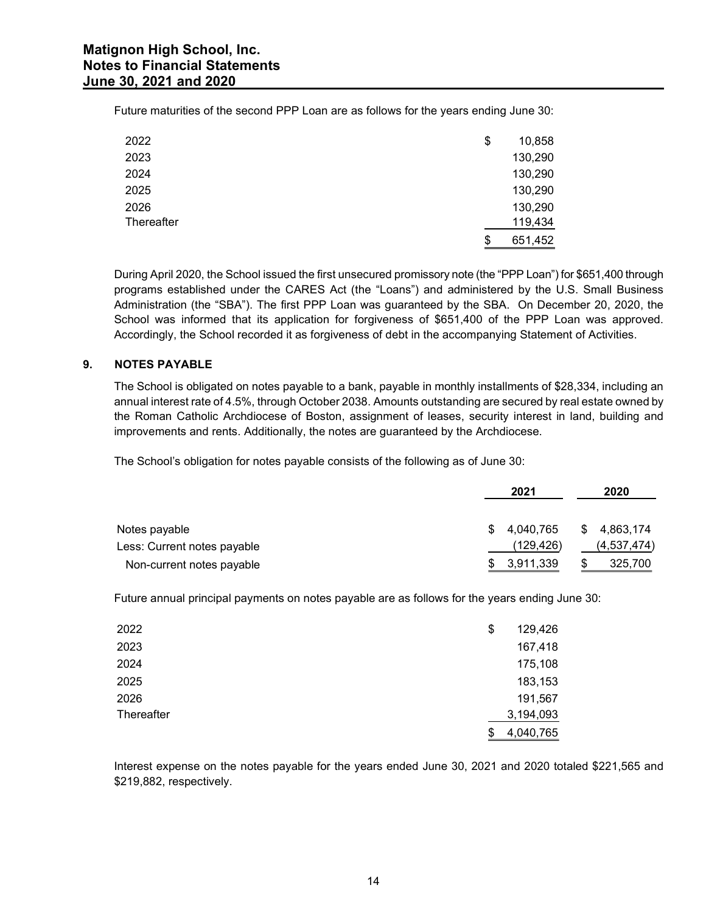Future maturities of the second PPP Loan are as follows for the years ending June 30:

| | |
|---|---|
| 2022 | $ 10,858 |
| 2023 | 130,290 |
| 2024 | 130,290 |
| 2025 | 130,290 |
| 2026 | 130,290 |
| Thereafter | 119,434 |
| | $ 651,452 |

During April 2020, the School issued the first unsecured promissory note (the "PPP Loan") for $651,400 through programs established under the CARES Act (the "Loans") and administered by the U.S. Small Business Administration (the "SBA"). The first PPP Loan was guaranteed by the SBA. On December 20, 2020, the School was informed that its application for forgiveness of $651,400 of the PPP Loan was approved. Accordingly, the School recorded it as forgiveness of debt in the accompanying Statement of Activities.

## 9. NOTES PAYABLE

The School is obligated on notes payable to a bank, payable in monthly installments of $28,334, including an annual interest rate of 4.5%, through October 2038. Amounts outstanding are secured by real estate owned by the Roman Catholic Archdiocese of Boston, assignment of leases, security interest in land, building and improvements and rents. Additionally, the notes are guaranteed by the Archdiocese.

The School's obligation for notes payable consists of the following as of June 30:

| | 2021 | 2020 |
|---|---|---|
| Notes payable | $ 4,040,765 | $ 4,863,174 |
| Less: Current notes payable | (129,426) | (4,537,474) |
| Non-current notes payable | $ 3,911,339 | $ 325,700 |

Future annual principal payments on notes payable are as follows for the years ending June 30:

| | |
|---|---|
| 2022 | $ 129,426 |
| 2023 | 167,418 |
| 2024 | 175,108 |
| 2025 | 183,153 |
| 2026 | 191,567 |
| Thereafter | 3,194,093 |
| | $ 4,040,765 |

Interest expense on the notes payable for the years ended June 30, 2021 and 2020 totaled $221,565 and $219,882, respectively.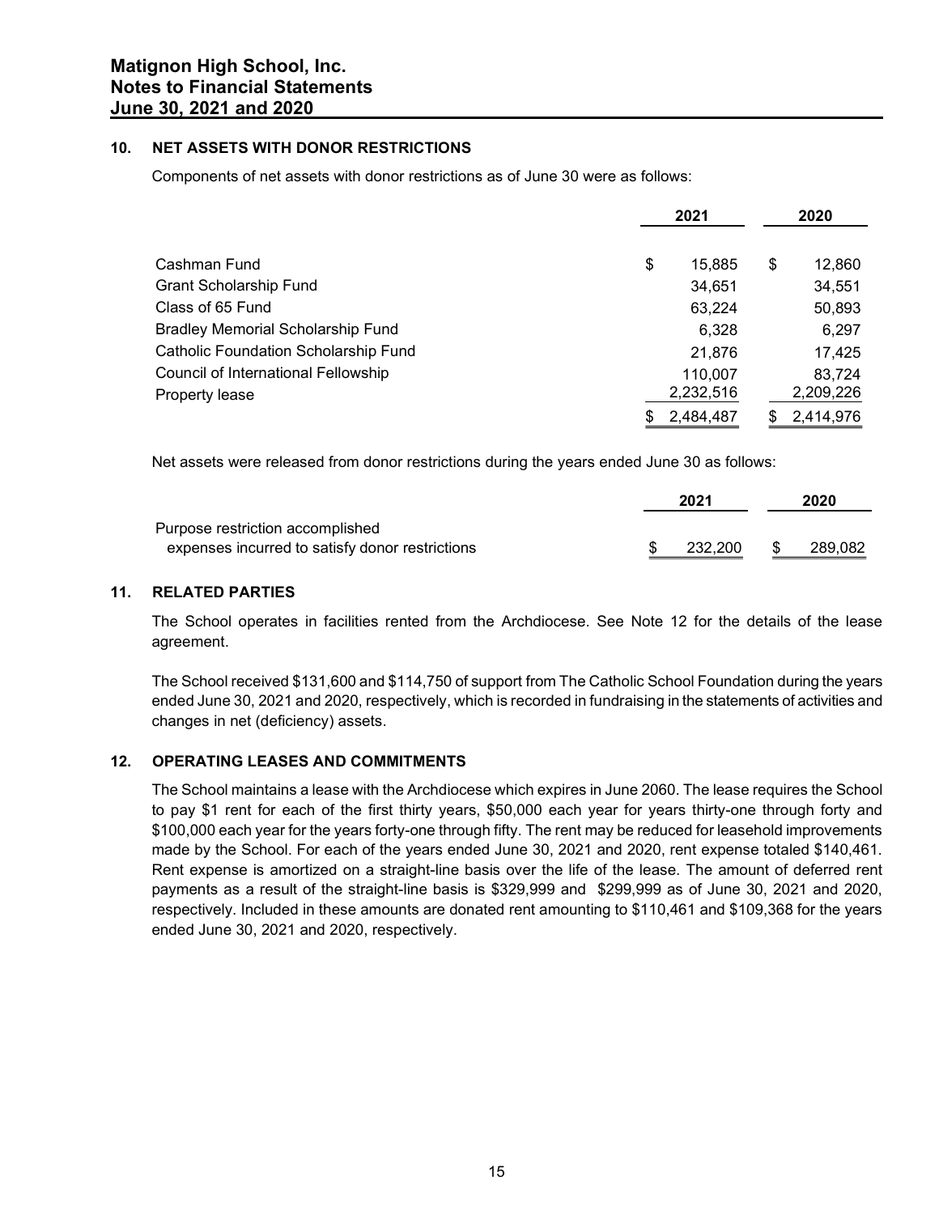## 10. NET ASSETS WITH DONOR RESTRICTIONS

Components of net assets with donor restrictions as of June 30 were as follows:

| | 2021 | 2020 |
|---|---|---|
| Cashman Fund | $ 15,885 | $ 12,860 |
| Grant Scholarship Fund | 34,651 | 34,551 |
| Class of 65 Fund | 63,224 | 50,893 |
| Bradley Memorial Scholarship Fund | 6,328 | 6,297 |
| Catholic Foundation Scholarship Fund | 21,876 | 17,425 |
| Council of International Fellowship | 110,007 | 83,724 |
| Property lease | 2,232,516 | 2,209,226 |
| | $ 2,484,487 | $ 2,414,976 |

Net assets were released from donor restrictions during the years ended June 30 as follows:

| | 2021 | 2020 |
|---|---|---|
| Purpose restriction accomplished expenses incurred to satisfy donor restrictions | $ 232,200 | $ 289,082 |

## 11. RELATED PARTIES

The School operates in facilities rented from the Archdiocese. See Note 12 for the details of the lease agreement.

The School received $131,600 and $114,750 of support from The Catholic School Foundation during the years ended June 30, 2021 and 2020, respectively, which is recorded in fundraising in the statements of activities and changes in net (deficiency) assets.

## 12. OPERATING LEASES AND COMMITMENTS

The School maintains a lease with the Archdiocese which expires in June 2060. The lease requires the School to pay $1 rent for each of the first thirty years, $50,000 each year for years thirty-one through forty and $100,000 each year for the years forty-one through fifty. The rent may be reduced for leasehold improvements made by the School. For each of the years ended June 30, 2021 and 2020, rent expense totaled $140,461. Rent expense is amortized on a straight-line basis over the life of the lease. The amount of deferred rent payments as a result of the straight-line basis is $329,999 and $299,999 as of June 30, 2021 and 2020, respectively. Included in these amounts are donated rent amounting to $110,461 and $109,368 for the years ended June 30, 2021 and 2020, respectively.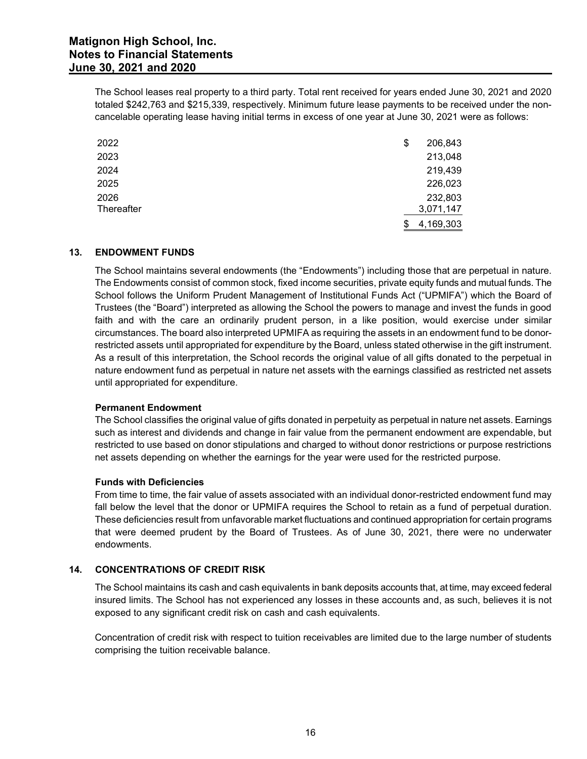The School leases real property to a third party. Total rent received for years ended June 30, 2021 and 2020 totaled $242,763 and $215,339, respectively. Minimum future lease payments to be received under the non-cancelable operating lease having initial terms in excess of one year at June 30, 2021 were as follows:

| | |
|---|---|
| 2022 | $ 206,843 |
| 2023 | 213,048 |
| 2024 | 219,439 |
| 2025 | 226,023 |
| 2026 | 232,803 |
| Thereafter | 3,071,147 |
| | $ 4,169,303 |

## 13. ENDOWMENT FUNDS

The School maintains several endowments (the "Endowments") including those that are perpetual in nature. The Endowments consist of common stock, fixed income securities, private equity funds and mutual funds. The School follows the Uniform Prudent Management of Institutional Funds Act ("UPMIFA") which the Board of Trustees (the "Board") interpreted as allowing the School the powers to manage and invest the funds in good faith and with the care an ordinarily prudent person, in a like position, would exercise under similar circumstances. The board also interpreted UPMIFA as requiring the assets in an endowment fund to be donor-restricted assets until appropriated for expenditure by the Board, unless stated otherwise in the gift instrument. As a result of this interpretation, the School records the original value of all gifts donated to the perpetual in nature endowment fund as perpetual in nature net assets with the earnings classified as restricted net assets until appropriated for expenditure.

**Permanent Endowment**

The School classifies the original value of gifts donated in perpetuity as perpetual in nature net assets. Earnings such as interest and dividends and change in fair value from the permanent endowment are expendable, but restricted to use based on donor stipulations and charged to without donor restrictions or purpose restrictions net assets depending on whether the earnings for the year were used for the restricted purpose.

**Funds with Deficiencies**

From time to time, the fair value of assets associated with an individual donor-restricted endowment fund may fall below the level that the donor or UPMIFA requires the School to retain as a fund of perpetual duration. These deficiencies result from unfavorable market fluctuations and continued appropriation for certain programs that were deemed prudent by the Board of Trustees. As of June 30, 2021, there were no underwater endowments.

## 14. CONCENTRATIONS OF CREDIT RISK

The School maintains its cash and cash equivalents in bank deposits accounts that, at time, may exceed federal insured limits. The School has not experienced any losses in these accounts and, as such, believes it is not exposed to any significant credit risk on cash and cash equivalents.

Concentration of credit risk with respect to tuition receivables are limited due to the large number of students comprising the tuition receivable balance.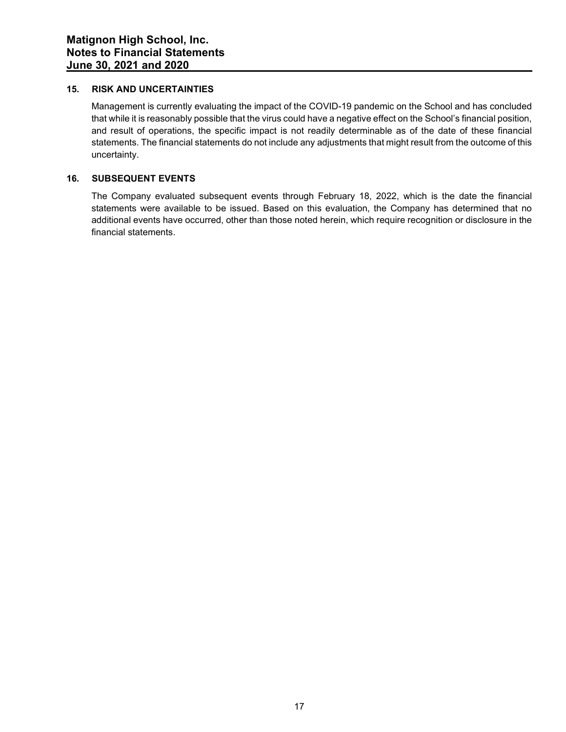## 15. RISK AND UNCERTAINTIES

Management is currently evaluating the impact of the COVID-19 pandemic on the School and has concluded that while it is reasonably possible that the virus could have a negative effect on the School's financial position, and result of operations, the specific impact is not readily determinable as of the date of these financial statements. The financial statements do not include any adjustments that might result from the outcome of this uncertainty.

## 16. SUBSEQUENT EVENTS

The Company evaluated subsequent events through February 18, 2022, which is the date the financial statements were available to be issued. Based on this evaluation, the Company has determined that no additional events have occurred, other than those noted herein, which require recognition or disclosure in the financial statements.